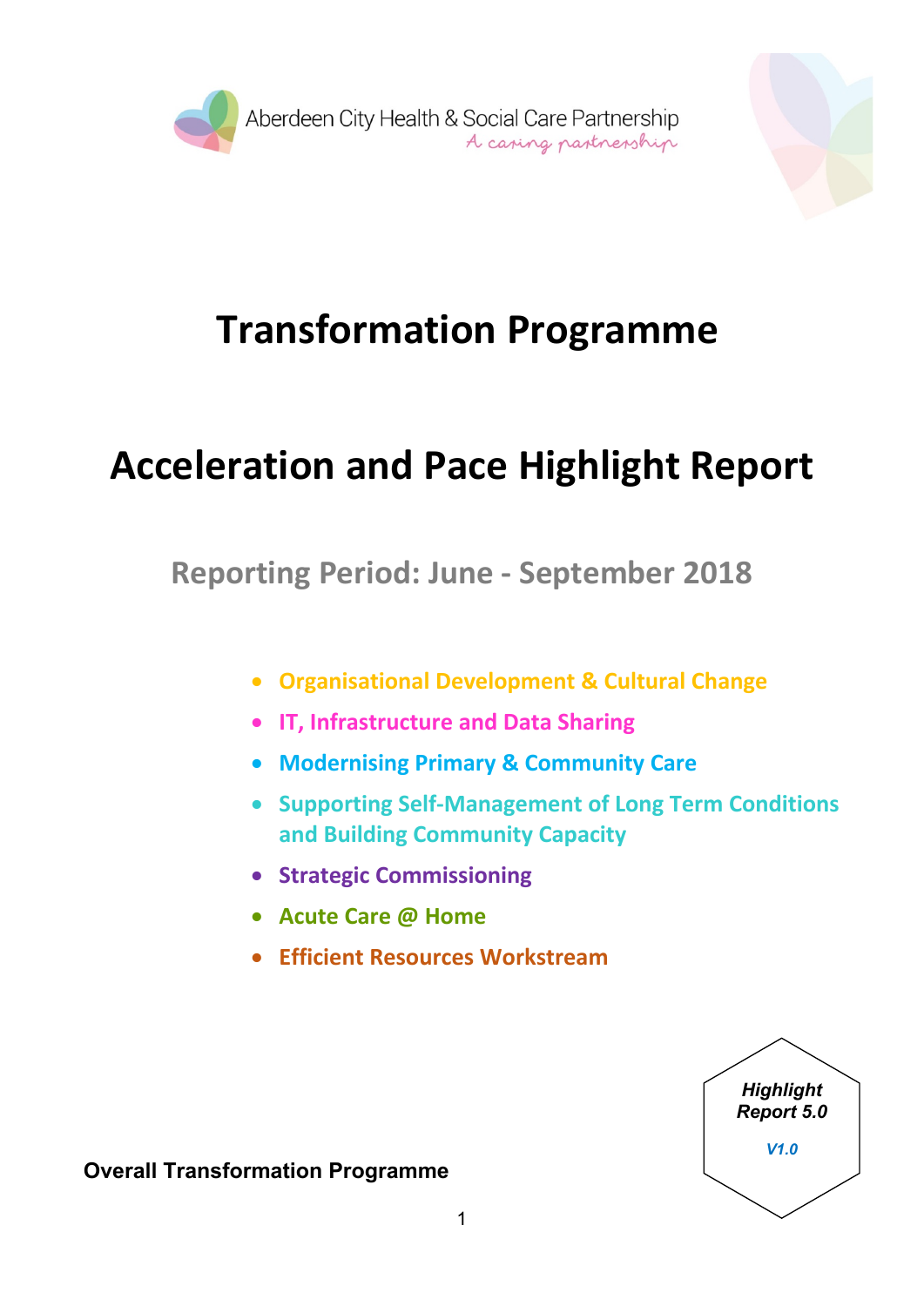Aberdeen City Health & Social Care Partnership
*A caring partnership*

# Transformation Programme

# Acceleration and Pace Highlight Report

## Reporting Period: June - September 2018

- Organisational Development & Cultural Change
- IT, Infrastructure and Data Sharing
- Modernising Primary & Community Care
- Supporting Self-Management of Long Term Conditions and Building Community Capacity
- Strategic Commissioning
- Acute Care @ Home
- Efficient Resources Workstream

***Highlight Report 5.0***

*V1.0*

**Overall Transformation Programme**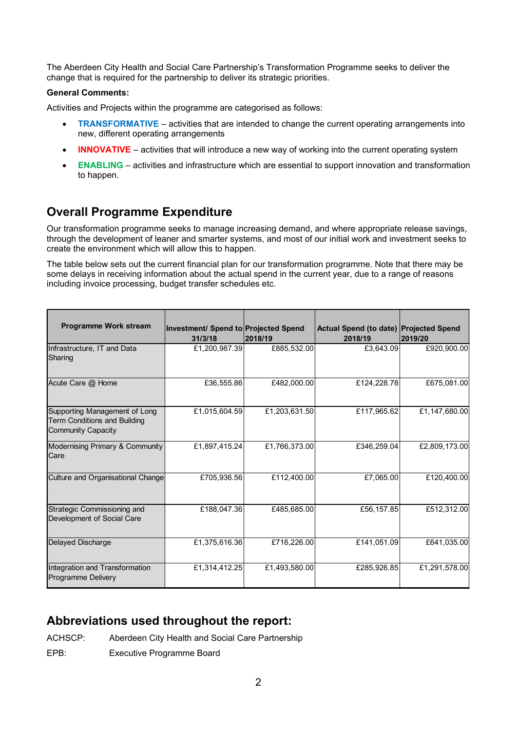The Aberdeen City Health and Social Care Partnership's Transformation Programme seeks to deliver the change that is required for the partnership to deliver its strategic priorities.

**General Comments:**

Activities and Projects within the programme are categorised as follows:

- **TRANSFORMATIVE** – activities that are intended to change the current operating arrangements into new, different operating arrangements
- **INNOVATIVE** – activities that will introduce a new way of working into the current operating system
- **ENABLING** – activities and infrastructure which are essential to support innovation and transformation to happen.

## Overall Programme Expenditure

Our transformation programme seeks to manage increasing demand, and where appropriate release savings, through the development of leaner and smarter systems, and most of our initial work and investment seeks to create the environment which will allow this to happen.

The table below sets out the current financial plan for our transformation programme. Note that there may be some delays in receiving information about the actual spend in the current year, due to a range of reasons including invoice processing, budget transfer schedules etc.

| Programme Work stream | Investment/ Spend to 31/3/18 | Projected Spend 2018/19 | Actual Spend (to date) 2018/19 | Projected Spend 2019/20 |
|---|---|---|---|---|
| Infrastructure, IT and Data Sharing | £1,200,987.39 | £885,532.00 | £3,643.09 | £920,900.00 |
| Acute Care @ Home | £36,555.86 | £482,000.00 | £124,228.78 | £675,081.00 |
| Supporting Management of Long Term Conditions and Building Community Capacity | £1,015,604.59 | £1,203,631.50 | £117,965.62 | £1,147,680.00 |
| Modernising Primary & Community Care | £1,897,415.24 | £1,766,373.00 | £346,259.04 | £2,809,173.00 |
| Culture and Organisational Change | £705,936.56 | £112,400.00 | £7,065.00 | £120,400.00 |
| Strategic Commissioning and Development of Social Care | £188,047.36 | £485,685.00 | £56,157.85 | £512,312.00 |
| Delayed Discharge | £1,375,616.36 | £716,226.00 | £141,051.09 | £641,035.00 |
| Integration and Transformation Programme Delivery | £1,314,412.25 | £1,493,580.00 | £285,926.85 | £1,291,578.00 |

## Abbreviations used throughout the report:

ACHSCP: Aberdeen City Health and Social Care Partnership

EPB: Executive Programme Board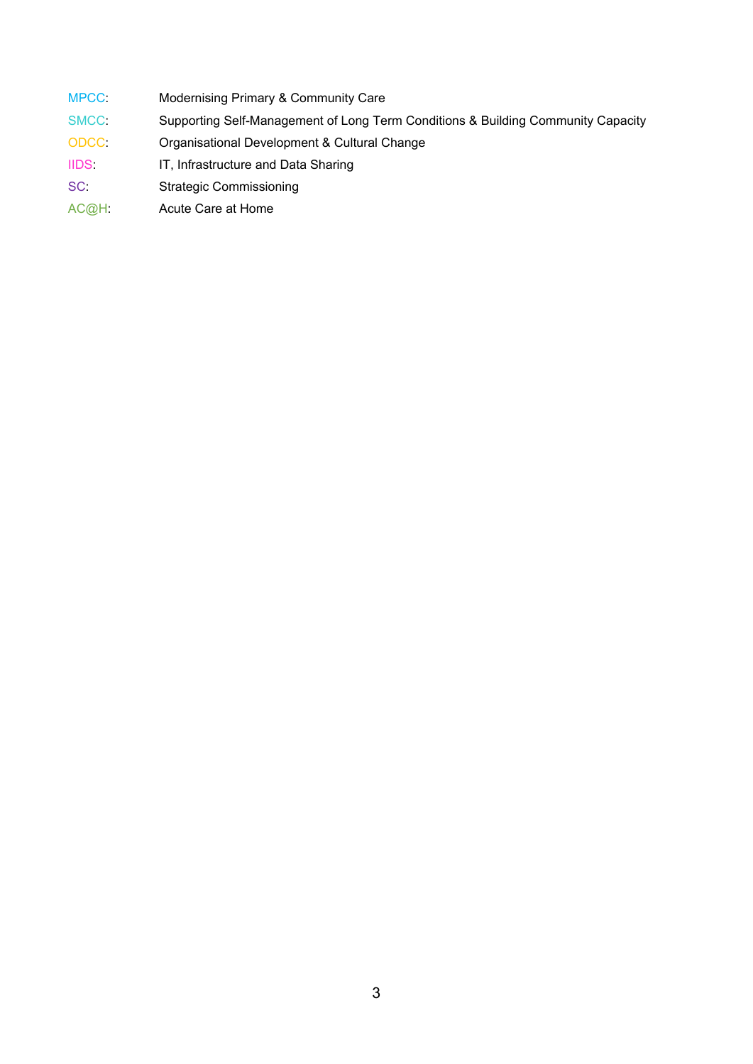| | |
|---|---|
| MPCC: | Modernising Primary & Community Care |
| SMCC: | Supporting Self-Management of Long Term Conditions & Building Community Capacity |
| ODCC: | Organisational Development & Cultural Change |
| IIDS: | IT, Infrastructure and Data Sharing |
| SC: | Strategic Commissioning |
| AC@H: | Acute Care at Home |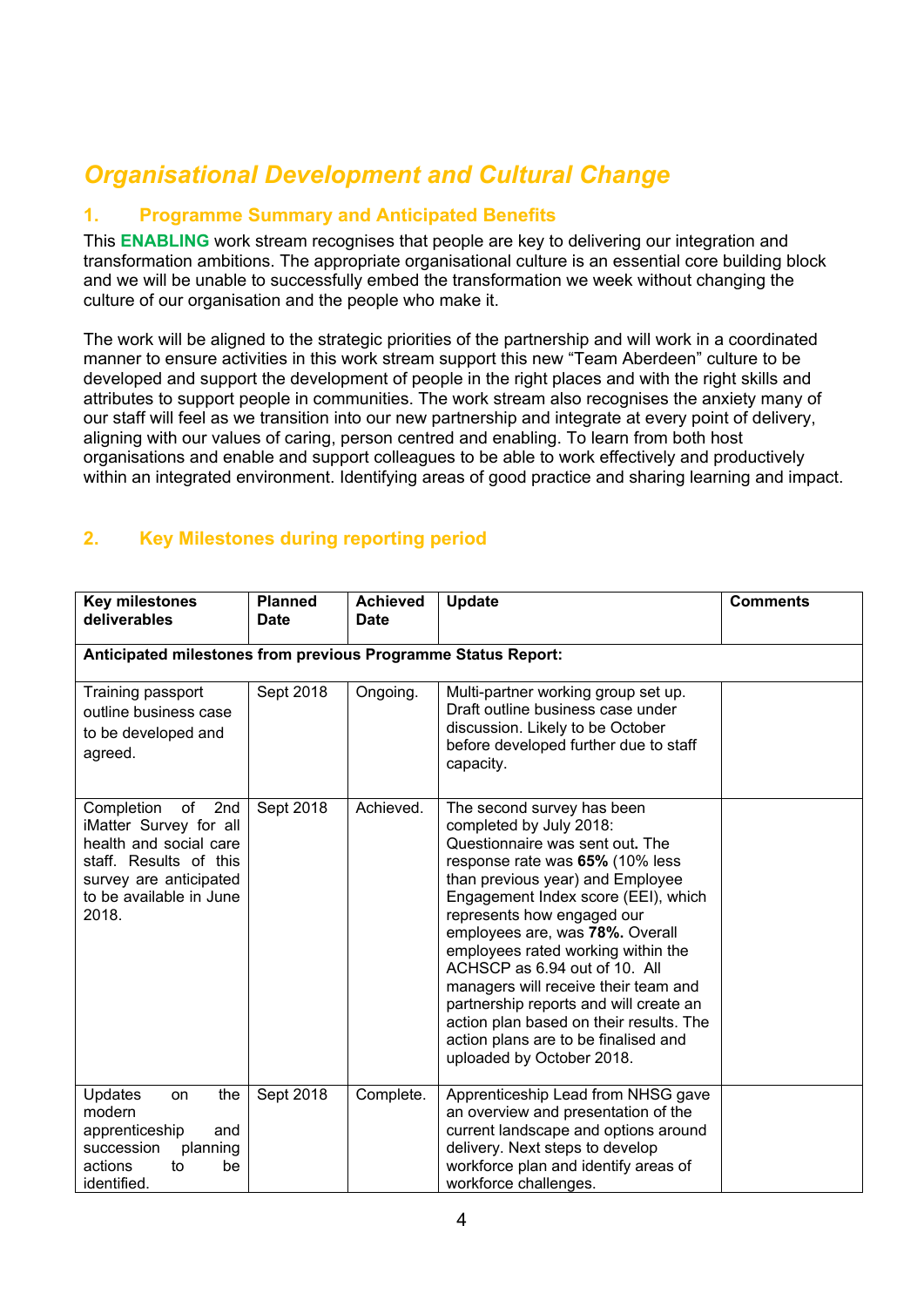# *Organisational Development and Cultural Change*

## 1. Programme Summary and Anticipated Benefits

This **ENABLING** work stream recognises that people are key to delivering our integration and transformation ambitions. The appropriate organisational culture is an essential core building block and we will be unable to successfully embed the transformation we week without changing the culture of our organisation and the people who make it.

The work will be aligned to the strategic priorities of the partnership and will work in a coordinated manner to ensure activities in this work stream support this new "Team Aberdeen" culture to be developed and support the development of people in the right places and with the right skills and attributes to support people in communities. The work stream also recognises the anxiety many of our staff will feel as we transition into our new partnership and integrate at every point of delivery, aligning with our values of caring, person centred and enabling. To learn from both host organisations and enable and support colleagues to be able to work effectively and productively within an integrated environment. Identifying areas of good practice and sharing learning and impact.

## 2. Key Milestones during reporting period

| Key milestones deliverables | Planned Date | Achieved Date | Update | Comments |
|---|---|---|---|---|
| **Anticipated milestones from previous Programme Status Report:** | | | | |
| Training passport outline business case to be developed and agreed. | Sept 2018 | Ongoing. | Multi-partner working group set up. Draft outline business case under discussion. Likely to be October before developed further due to staff capacity. | |
| Completion of 2nd iMatter Survey for all health and social care staff. Results of this survey are anticipated to be available in June 2018. | Sept 2018 | Achieved. | The second survey has been completed by July 2018: Questionnaire was sent out. The response rate was **65%** (10% less than previous year) and Employee Engagement Index score (EEI), which represents how engaged our employees are, was **78%.** Overall employees rated working within the ACHSCP as 6.94 out of 10. All managers will receive their team and partnership reports and will create an action plan based on their results. The action plans are to be finalised and uploaded by October 2018. | |
| Updates on the modern apprenticeship and succession planning actions to be identified. | Sept 2018 | Complete. | Apprenticeship Lead from NHSG gave an overview and presentation of the current landscape and options around delivery. Next steps to develop workforce plan and identify areas of workforce challenges. | |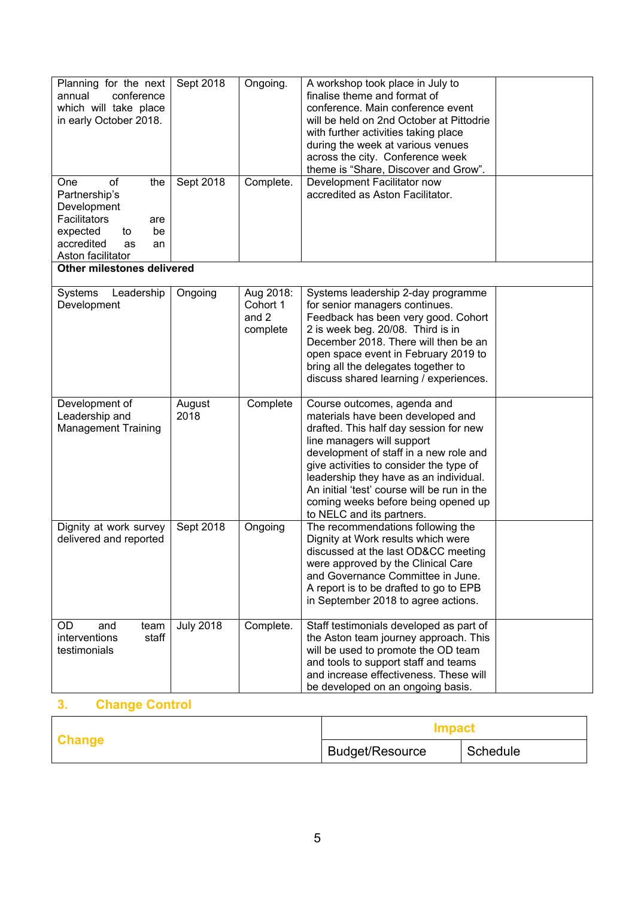| | | | | |
|---|---|---|---|---|
| Planning for the next annual conference which will take place in early October 2018. | Sept 2018 | Ongoing. | A workshop took place in July to finalise theme and format of conference. Main conference event will be held on 2nd October at Pittodrie with further activities taking place during the week at various venues across the city. Conference week theme is "Share, Discover and Grow". | |
| One of the Partnership's Development Facilitators are expected to be accredited as an Aston facilitator | Sept 2018 | Complete. | Development Facilitator now accredited as Aston Facilitator. | |
| **Other milestones delivered** | | | | |
| Systems Leadership Development | Ongoing | Aug 2018: Cohort 1 and 2 complete | Systems leadership 2-day programme for senior managers continues. Feedback has been very good. Cohort 2 is week beg. 20/08. Third is in December 2018. There will then be an open space event in February 2019 to bring all the delegates together to discuss shared learning / experiences. | |
| Development of Leadership and Management Training | August 2018 | Complete | Course outcomes, agenda and materials have been developed and drafted. This half day session for new line managers will support development of staff in a new role and give activities to consider the type of leadership they have as an individual. An initial 'test' course will be run in the coming weeks before being opened up to NELC and its partners. | |
| Dignity at work survey delivered and reported | Sept 2018 | Ongoing | The recommendations following the Dignity at Work results which were discussed at the last OD&CC meeting were approved by the Clinical Care and Governance Committee in June. A report is to be drafted to go to EPB in September 2018 to agree actions. | |
| OD and team interventions staff testimonials | July 2018 | Complete. | Staff testimonials developed as part of the Aston team journey approach. This will be used to promote the OD team and tools to support staff and teams and increase effectiveness. These will be developed on an ongoing basis. | |

## 3. Change Control

| Change | Impact | |
|---|---|---|
| | Budget/Resource | Schedule |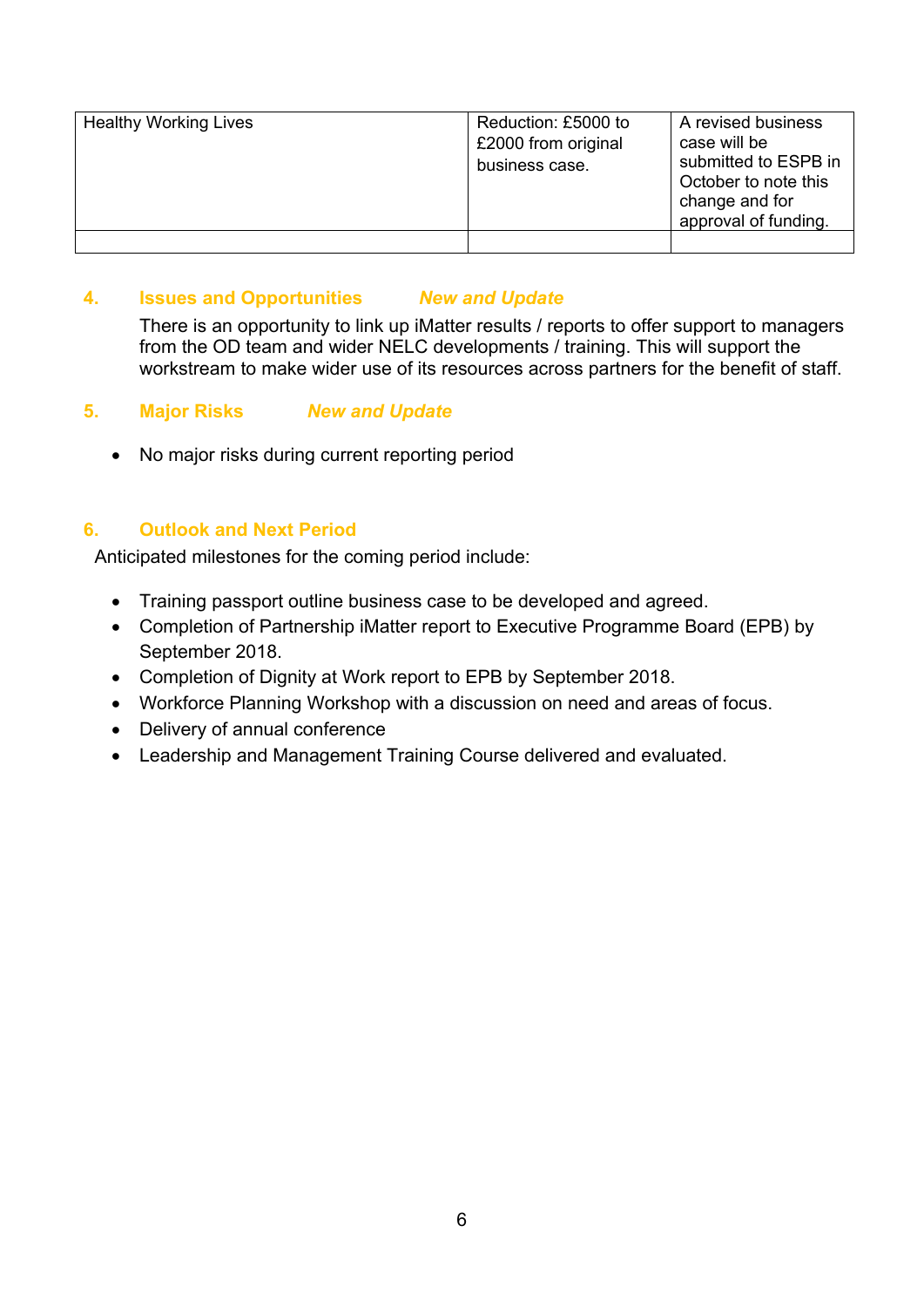| Healthy Working Lives | Reduction: £5000 to £2000 from original business case. | A revised business case will be submitted to ESPB in October to note this change and for approval of funding. |
|---|---|---|
| | | |

## 4. Issues and Opportunities *New and Update*

There is an opportunity to link up iMatter results / reports to offer support to managers from the OD team and wider NELC developments / training. This will support the workstream to make wider use of its resources across partners for the benefit of staff.

## 5. Major Risks *New and Update*

- No major risks during current reporting period

## 6. Outlook and Next Period

Anticipated milestones for the coming period include:

- Training passport outline business case to be developed and agreed.
- Completion of Partnership iMatter report to Executive Programme Board (EPB) by September 2018.
- Completion of Dignity at Work report to EPB by September 2018.
- Workforce Planning Workshop with a discussion on need and areas of focus.
- Delivery of annual conference
- Leadership and Management Training Course delivered and evaluated.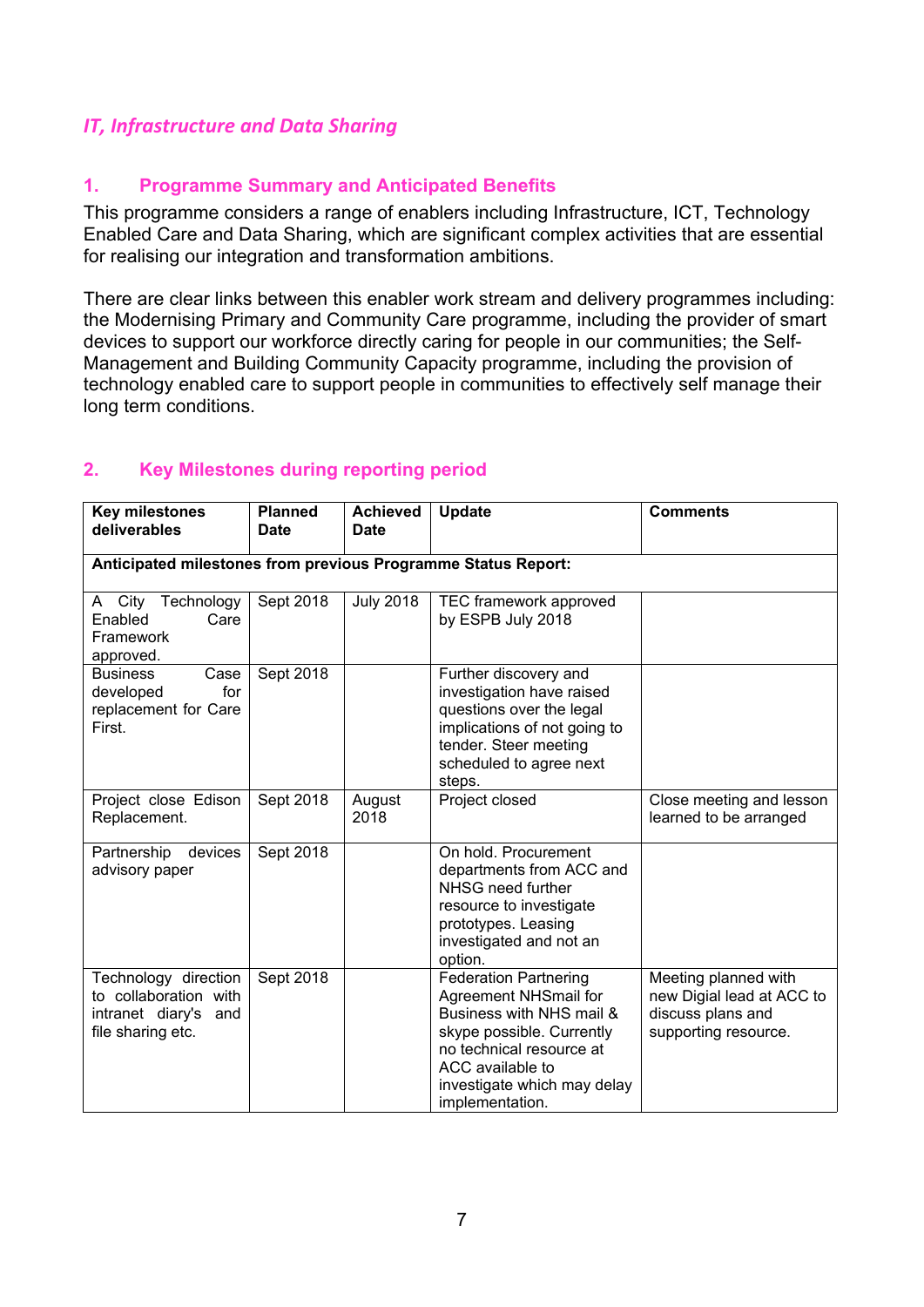*IT, Infrastructure and Data Sharing*

## 1. Programme Summary and Anticipated Benefits

This programme considers a range of enablers including Infrastructure, ICT, Technology Enabled Care and Data Sharing, which are significant complex activities that are essential for realising our integration and transformation ambitions.

There are clear links between this enabler work stream and delivery programmes including: the Modernising Primary and Community Care programme, including the provider of smart devices to support our workforce directly caring for people in our communities; the Self-Management and Building Community Capacity programme, including the provision of technology enabled care to support people in communities to effectively self manage their long term conditions.

## 2. Key Milestones during reporting period

| Key milestones deliverables | Planned Date | Achieved Date | Update | Comments |
|---|---|---|---|---|
| **Anticipated milestones from previous Programme Status Report:** | | | | |
| A City Technology Enabled Care Framework approved. | Sept 2018 | July 2018 | TEC framework approved by ESPB July 2018 | |
| Business Case developed for replacement for Care First. | Sept 2018 | | Further discovery and investigation have raised questions over the legal implications of not going to tender. Steer meeting scheduled to agree next steps. | |
| Project close Edison Replacement. | Sept 2018 | August 2018 | Project closed | Close meeting and lesson learned to be arranged |
| Partnership devices advisory paper | Sept 2018 | | On hold. Procurement departments from ACC and NHSG need further resource to investigate prototypes. Leasing investigated and not an option. | |
| Technology direction to collaboration with intranet diary's and file sharing etc. | Sept 2018 | | Federation Partnering Agreement NHSmail for Business with NHS mail & skype possible. Currently no technical resource at ACC available to investigate which may delay implementation. | Meeting planned with new Digial lead at ACC to discuss plans and supporting resource. |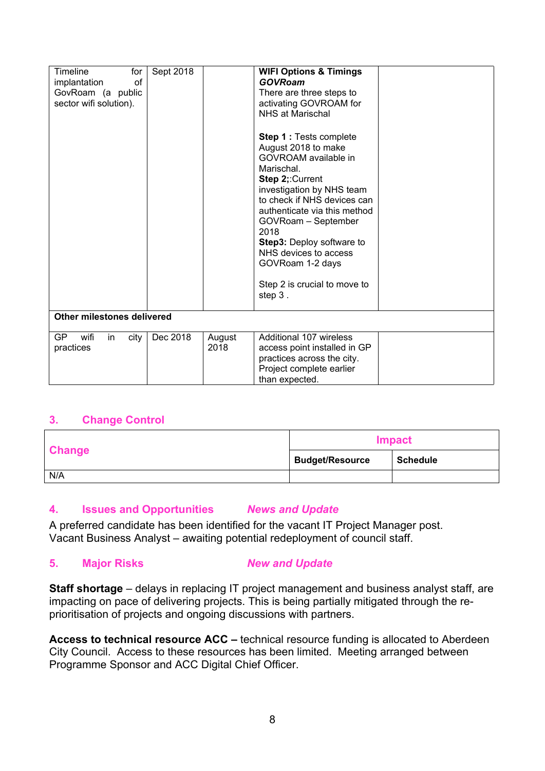| | | | | |
|---|---|---|---|---|
| Timeline for implantation of GovRoam (a public sector wifi solution). | Sept 2018 | | **WIFI Options & Timings** <br> ***GOVRoam*** <br> There are three steps to activating GOVROAM for NHS at Marischal <br><br> **Step 1 :** Tests complete August 2018 to make GOVROAM available in Marischal. <br> **Step 2;**:Current investigation by NHS team to check if NHS devices can authenticate via this method GOVRoam – September 2018 <br> **Step3:** Deploy software to NHS devices to access GOVRoam 1-2 days <br><br> Step 2 is crucial to move to step 3 . | |
| **Other milestones delivered** | | | | |
| GP wifi in city practices | Dec 2018 | August 2018 | Additional 107 wireless access point installed in GP practices across the city. Project complete earlier than expected. | |

## 3. Change Control

| Change | Impact | |
|---|---|---|
| | **Budget/Resource** | **Schedule** |
| N/A | | |

## 4. Issues and Opportunities *News and Update*

A preferred candidate has been identified for the vacant IT Project Manager post.
Vacant Business Analyst – awaiting potential redeployment of council staff.

## 5. Major Risks *New and Update*

**Staff shortage** – delays in replacing IT project management and business analyst staff, are impacting on pace of delivering projects. This is being partially mitigated through the re-prioritisation of projects and ongoing discussions with partners.

**Access to technical resource ACC –** technical resource funding is allocated to Aberdeen City Council. Access to these resources has been limited. Meeting arranged between Programme Sponsor and ACC Digital Chief Officer.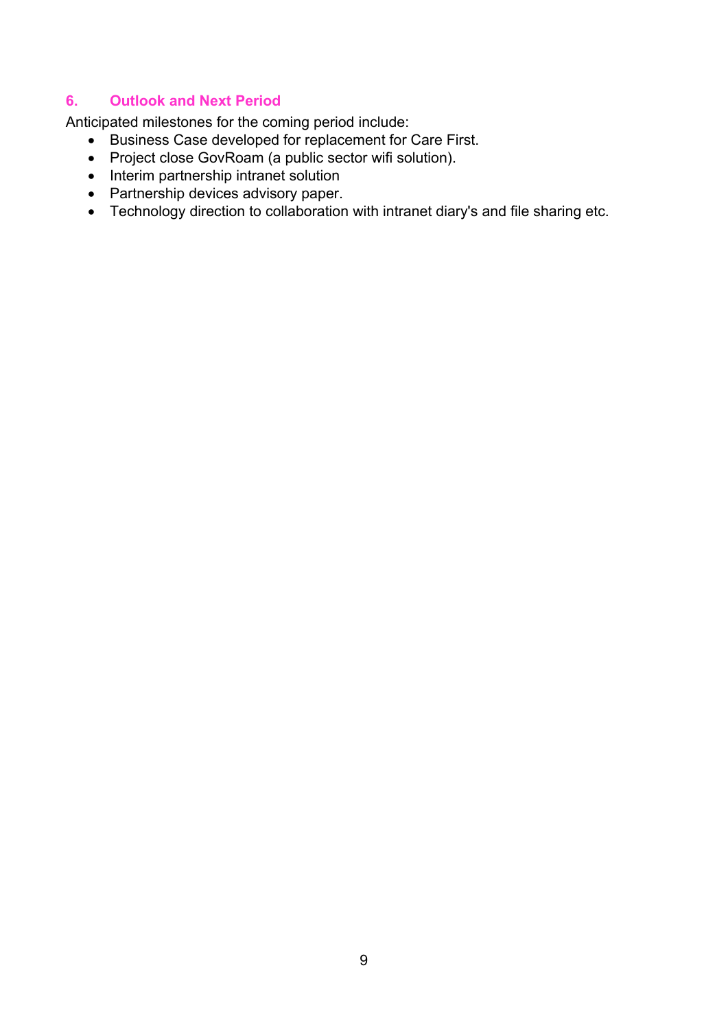## 6. Outlook and Next Period

Anticipated milestones for the coming period include:

- Business Case developed for replacement for Care First.
- Project close GovRoam (a public sector wifi solution).
- Interim partnership intranet solution
- Partnership devices advisory paper.
- Technology direction to collaboration with intranet diary's and file sharing etc.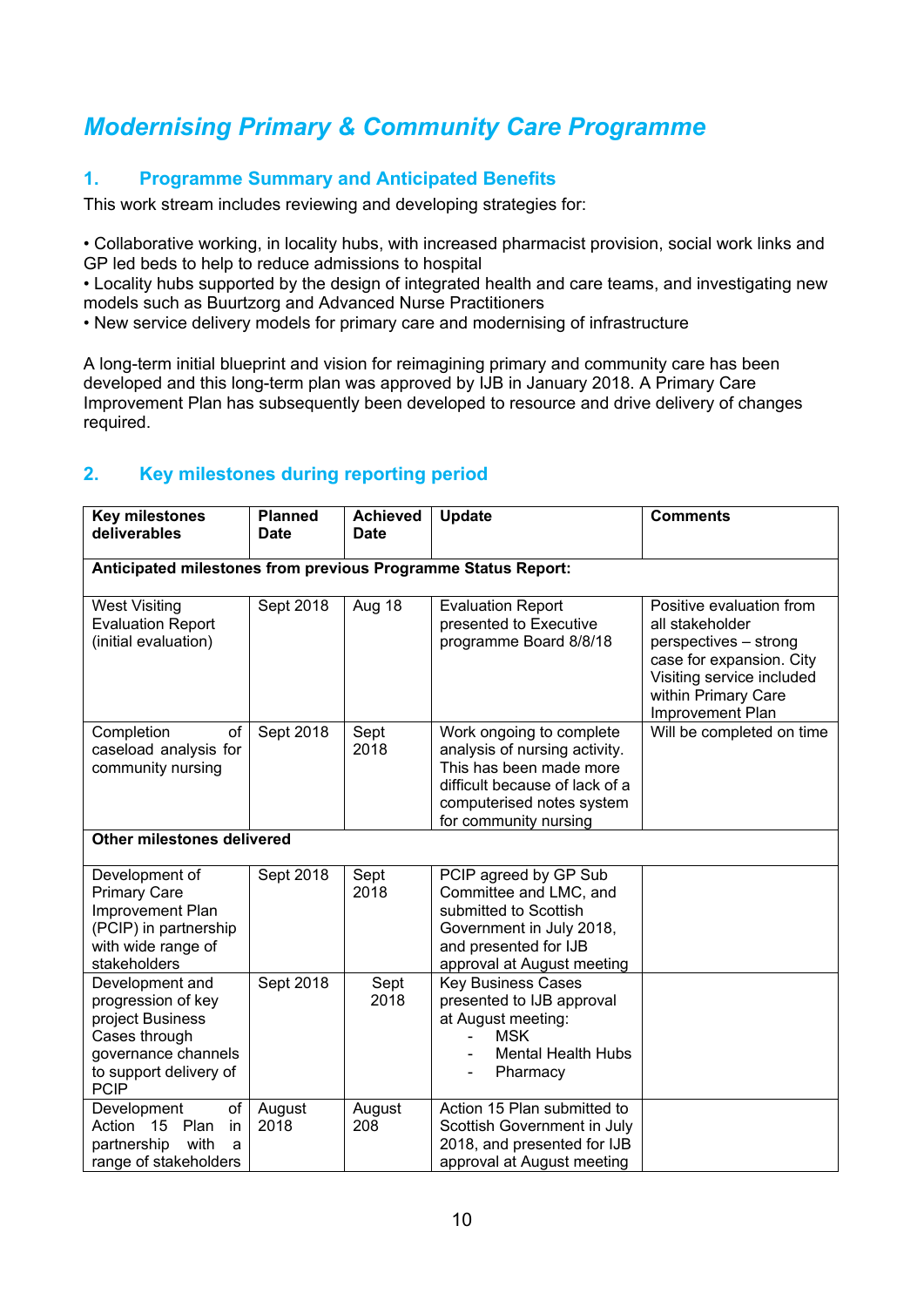# *Modernising Primary & Community Care Programme*

## 1. Programme Summary and Anticipated Benefits

This work stream includes reviewing and developing strategies for:

• Collaborative working, in locality hubs, with increased pharmacist provision, social work links and GP led beds to help to reduce admissions to hospital
• Locality hubs supported by the design of integrated health and care teams, and investigating new models such as Buurtzorg and Advanced Nurse Practitioners
• New service delivery models for primary care and modernising of infrastructure

A long-term initial blueprint and vision for reimagining primary and community care has been developed and this long-term plan was approved by IJB in January 2018. A Primary Care Improvement Plan has subsequently been developed to resource and drive delivery of changes required.

## 2. Key milestones during reporting period

| Key milestones deliverables | Planned Date | Achieved Date | Update | Comments |
|---|---|---|---|---|
| **Anticipated milestones from previous Programme Status Report:** | | | | |
| West Visiting Evaluation Report (initial evaluation) | Sept 2018 | Aug 18 | Evaluation Report presented to Executive programme Board 8/8/18 | Positive evaluation from all stakeholder perspectives – strong case for expansion. City Visiting service included within Primary Care Improvement Plan |
| Completion of caseload analysis for community nursing | Sept 2018 | Sept 2018 | Work ongoing to complete analysis of nursing activity. This has been made more difficult because of lack of a computerised notes system for community nursing | Will be completed on time |
| **Other milestones delivered** | | | | |
| Development of Primary Care Improvement Plan (PCIP) in partnership with wide range of stakeholders | Sept 2018 | Sept 2018 | PCIP agreed by GP Sub Committee and LMC, and submitted to Scottish Government in July 2018, and presented for IJB approval at August meeting | |
| Development and progression of key project Business Cases through governance channels to support delivery of PCIP | Sept 2018 | Sept 2018 | Key Business Cases presented to IJB approval at August meeting:<br>- MSK<br>- Mental Health Hubs<br>- Pharmacy | |
| Development Action 15 Plan in partnership with a range of stakeholders | August 2018 | August 208 | Action 15 Plan submitted to Scottish Government in July 2018, and presented for IJB approval at August meeting | |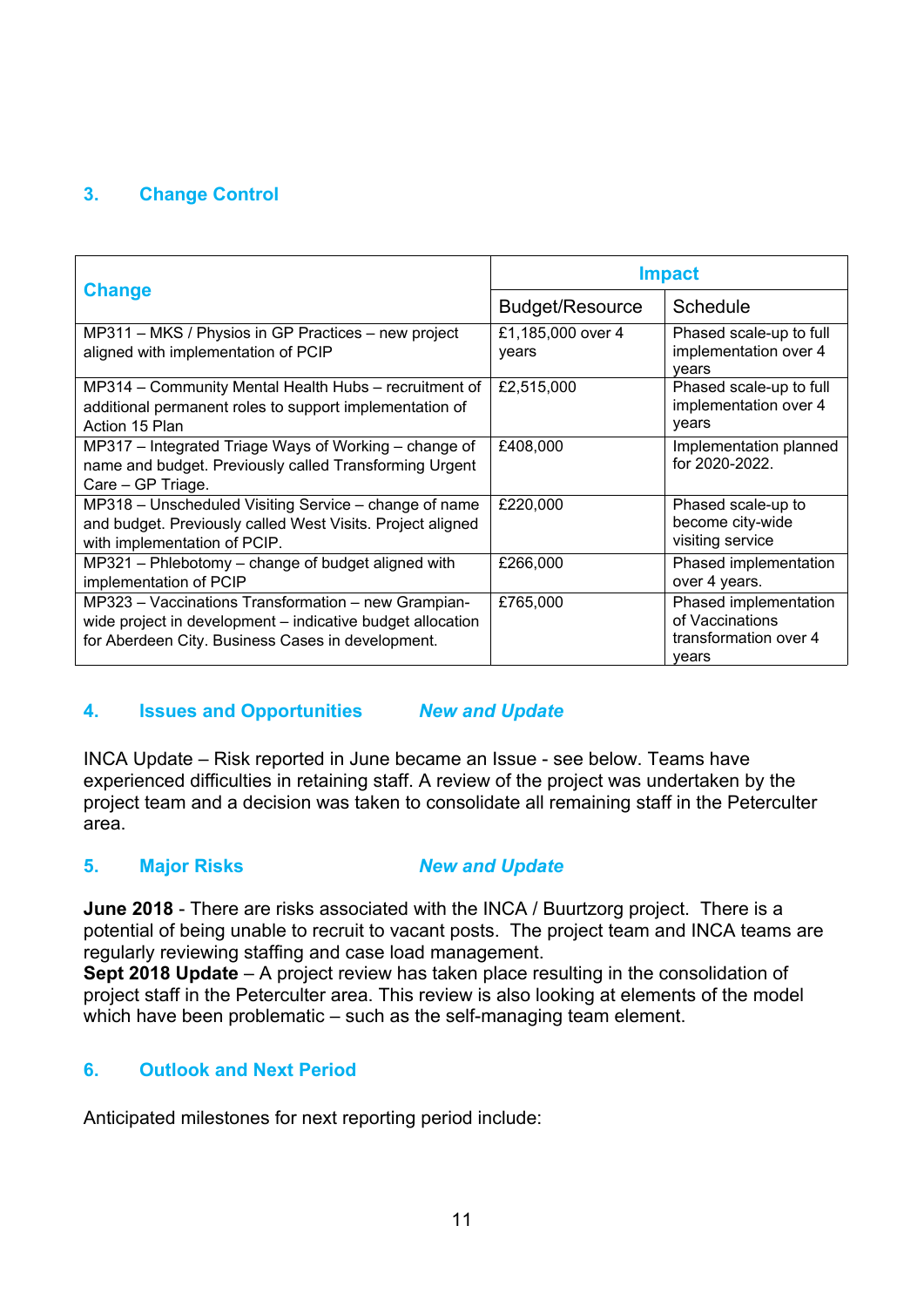## 3. Change Control

| Change | Impact | |
|---|---|---|
| | Budget/Resource | Schedule |
| MP311 – MKS / Physios in GP Practices – new project aligned with implementation of PCIP | £1,185,000 over 4 years | Phased scale-up to full implementation over 4 years |
| MP314 – Community Mental Health Hubs – recruitment of additional permanent roles to support implementation of Action 15 Plan | £2,515,000 | Phased scale-up to full implementation over 4 years |
| MP317 – Integrated Triage Ways of Working – change of name and budget. Previously called Transforming Urgent Care – GP Triage. | £408,000 | Implementation planned for 2020-2022. |
| MP318 – Unscheduled Visiting Service – change of name and budget. Previously called West Visits. Project aligned with implementation of PCIP. | £220,000 | Phased scale-up to become city-wide visiting service |
| MP321 – Phlebotomy – change of budget aligned with implementation of PCIP | £266,000 | Phased implementation over 4 years. |
| MP323 – Vaccinations Transformation – new Grampian-wide project in development – indicative budget allocation for Aberdeen City. Business Cases in development. | £765,000 | Phased implementation of Vaccinations transformation over 4 years |

## 4. Issues and Opportunities *New and Update*

INCA Update – Risk reported in June became an Issue - see below. Teams have experienced difficulties in retaining staff. A review of the project was undertaken by the project team and a decision was taken to consolidate all remaining staff in the Peterculter area.

## 5. Major Risks *New and Update*

**June 2018** - There are risks associated with the INCA / Buurtzorg project. There is a potential of being unable to recruit to vacant posts. The project team and INCA teams are regularly reviewing staffing and case load management.
**Sept 2018 Update** – A project review has taken place resulting in the consolidation of project staff in the Peterculter area. This review is also looking at elements of the model which have been problematic – such as the self-managing team element.

## 6. Outlook and Next Period

Anticipated milestones for next reporting period include: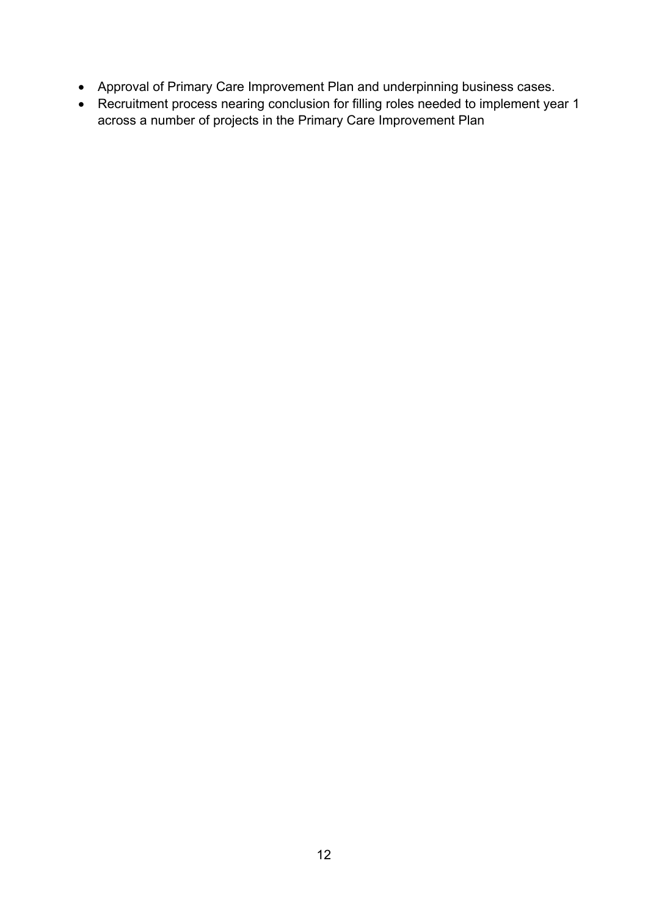- Approval of Primary Care Improvement Plan and underpinning business cases.
- Recruitment process nearing conclusion for filling roles needed to implement year 1 across a number of projects in the Primary Care Improvement Plan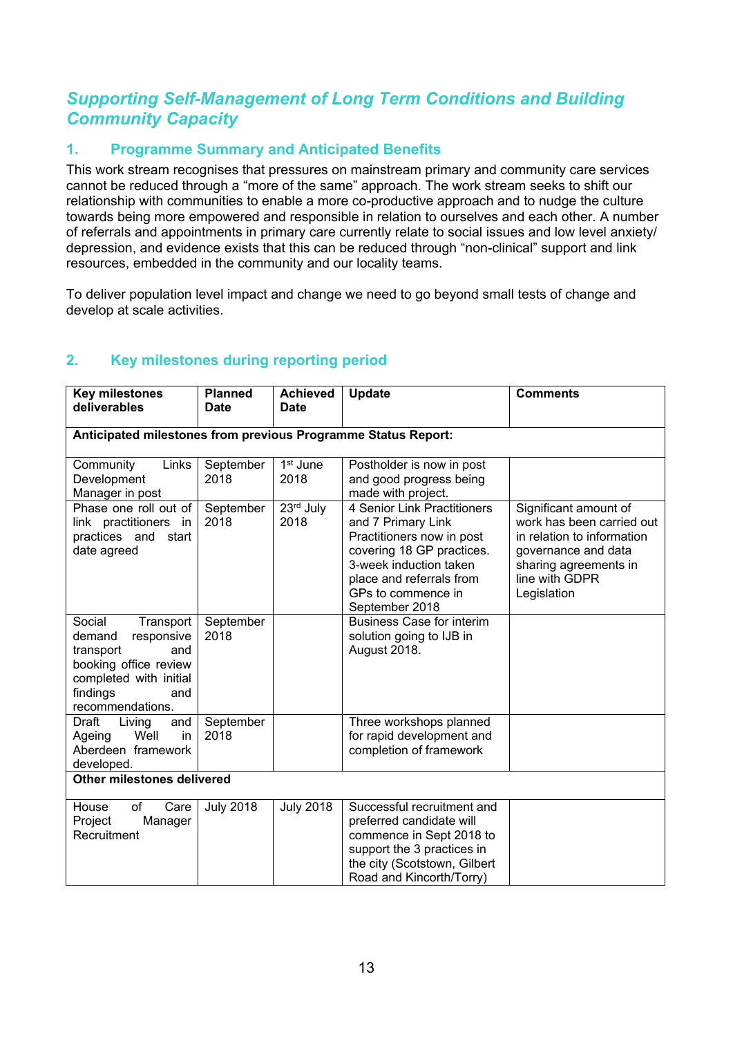## *Supporting Self-Management of Long Term Conditions and Building Community Capacity*

### 1. Programme Summary and Anticipated Benefits

This work stream recognises that pressures on mainstream primary and community care services cannot be reduced through a "more of the same" approach. The work stream seeks to shift our relationship with communities to enable a more co-productive approach and to nudge the culture towards being more empowered and responsible in relation to ourselves and each other. A number of referrals and appointments in primary care currently relate to social issues and low level anxiety/ depression, and evidence exists that this can be reduced through "non-clinical" support and link resources, embedded in the community and our locality teams.

To deliver population level impact and change we need to go beyond small tests of change and develop at scale activities.

### 2. Key milestones during reporting period

| Key milestones deliverables | Planned Date | Achieved Date | Update | Comments |
|---|---|---|---|---|
| **Anticipated milestones from previous Programme Status Report:** | | | | |
| Community Links Development Manager in post | September 2018 | 1st June 2018 | Postholder is now in post and good progress being made with project. | |
| Phase one roll out of link practitioners in practices and start date agreed | September 2018 | 23rd July 2018 | 4 Senior Link Practitioners and 7 Primary Link Practitioners now in post covering 18 GP practices. 3-week induction taken place and referrals from GPs to commence in September 2018 | Significant amount of work has been carried out in relation to information governance and data sharing agreements in line with GDPR Legislation |
| Social Transport demand responsive transport and booking office review completed with initial findings and recommendations. | September 2018 | | Business Case for interim solution going to IJB in August 2018. | |
| Draft Living and Ageing Well in Aberdeen framework developed. | September 2018 | | Three workshops planned for rapid development and completion of framework | |
| **Other milestones delivered** | | | | |
| House of Care Project Manager Recruitment | July 2018 | July 2018 | Successful recruitment and preferred candidate will commence in Sept 2018 to support the 3 practices in the city (Scotstown, Gilbert Road and Kincorth/Torry) | |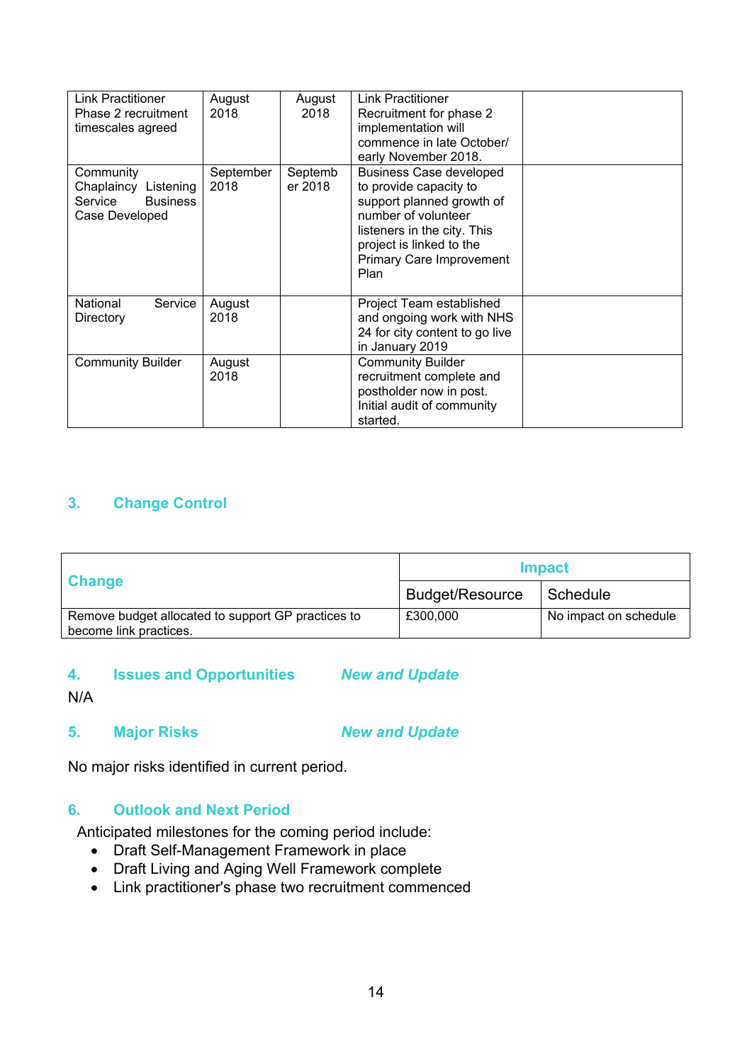| | | | | |
|---|---|---|---|---|
| Link Practitioner Phase 2 recruitment timescales agreed | August 2018 | August 2018 | Link Practitioner Recruitment for phase 2 implementation will commence in late October/ early November 2018. | |
| Community Chaplaincy Listening Service Business Case Developed | September 2018 | September 2018 | Business Case developed to provide capacity to support planned growth of number of volunteer listeners in the city. This project is linked to the Primary Care Improvement Plan | |
| National Service Directory | August 2018 | | Project Team established and ongoing work with NHS 24 for city content to go live in January 2019 | |
| Community Builder | August 2018 | | Community Builder recruitment complete and postholder now in post. Initial audit of community started. | |

## 3. Change Control

| Change | Impact | |
|---|---|---|
| | Budget/Resource | Schedule |
| Remove budget allocated to support GP practices to become link practices. | £300,000 | No impact on schedule |

## 4. Issues and Opportunities *New and Update*

N/A

## 5. Major Risks *New and Update*

No major risks identified in current period.

## 6. Outlook and Next Period

Anticipated milestones for the coming period include:

- Draft Self-Management Framework in place
- Draft Living and Aging Well Framework complete
- Link practitioner's phase two recruitment commenced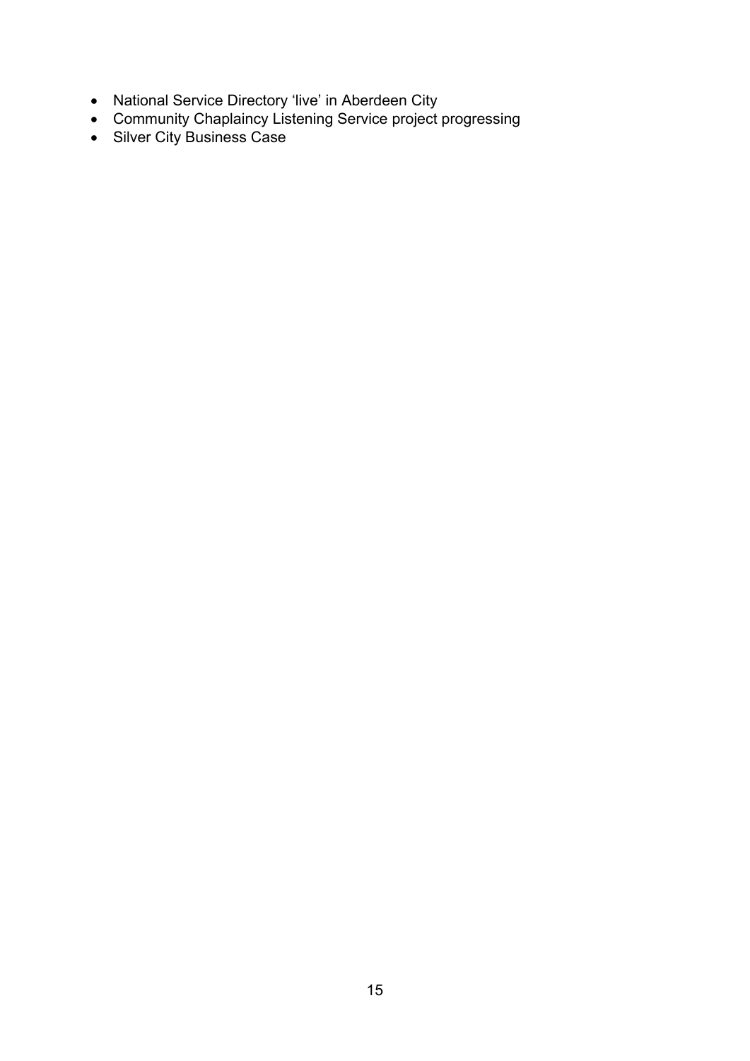- National Service Directory 'live' in Aberdeen City
- Community Chaplaincy Listening Service project progressing
- Silver City Business Case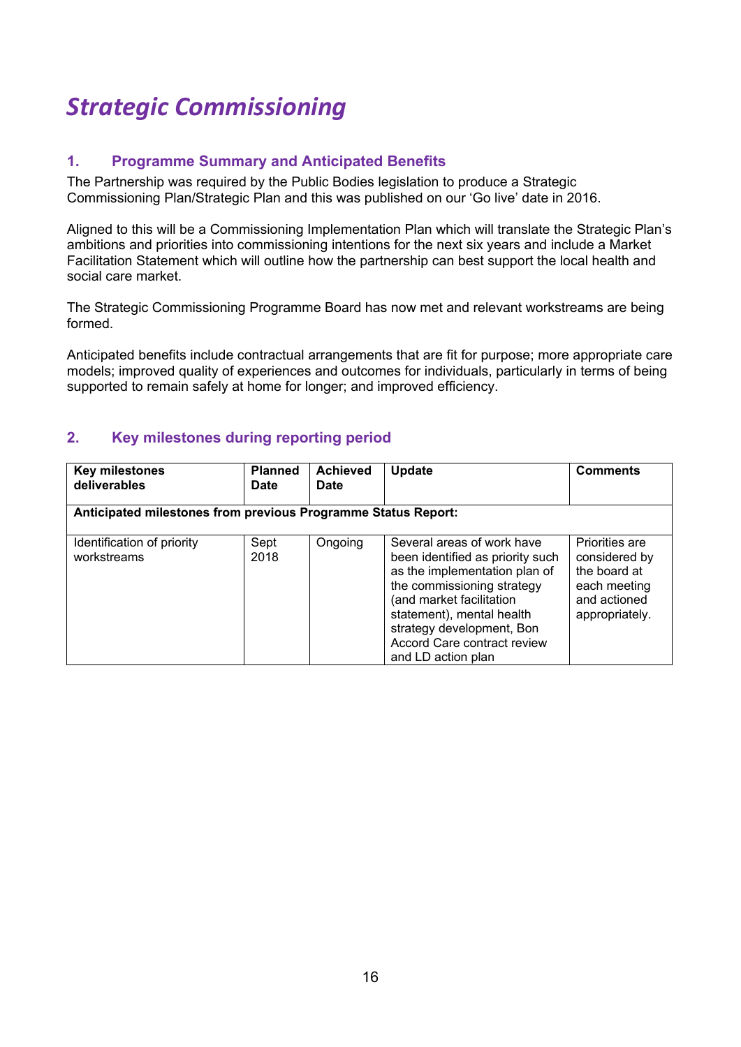# *Strategic Commissioning*

## 1. Programme Summary and Anticipated Benefits

The Partnership was required by the Public Bodies legislation to produce a Strategic Commissioning Plan/Strategic Plan and this was published on our 'Go live' date in 2016.

Aligned to this will be a Commissioning Implementation Plan which will translate the Strategic Plan's ambitions and priorities into commissioning intentions for the next six years and include a Market Facilitation Statement which will outline how the partnership can best support the local health and social care market.

The Strategic Commissioning Programme Board has now met and relevant workstreams are being formed.

Anticipated benefits include contractual arrangements that are fit for purpose; more appropriate care models; improved quality of experiences and outcomes for individuals, particularly in terms of being supported to remain safely at home for longer; and improved efficiency.

## 2. Key milestones during reporting period

| Key milestones deliverables | Planned Date | Achieved Date | Update | Comments |
|---|---|---|---|---|
| **Anticipated milestones from previous Programme Status Report:** | | | | |
| Identification of priority workstreams | Sept 2018 | Ongoing | Several areas of work have been identified as priority such as the implementation plan of the commissioning strategy (and market facilitation statement), mental health strategy development, Bon Accord Care contract review and LD action plan | Priorities are considered by the board at each meeting and actioned appropriately. |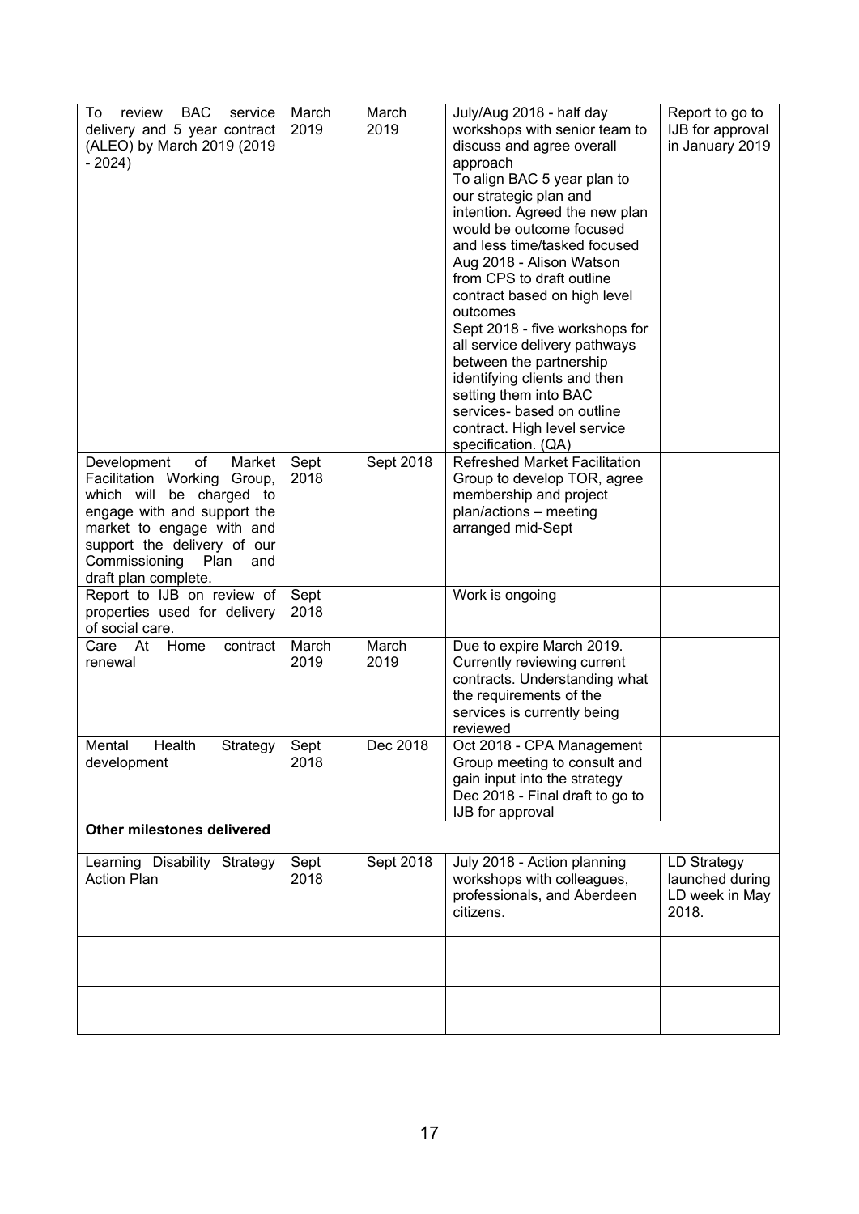| | | | | |
|---|---|---|---|---|
| To review BAC service delivery and 5 year contract (ALEO) by March 2019 (2019 - 2024) | March 2019 | March 2019 | July/Aug 2018 - half day workshops with senior team to discuss and agree overall approach<br>To align BAC 5 year plan to our strategic plan and intention. Agreed the new plan would be outcome focused and less time/tasked focused<br>Aug 2018 - Alison Watson from CPS to draft outline contract based on high level outcomes<br>Sept 2018 - five workshops for all service delivery pathways between the partnership identifying clients and then setting them into BAC services- based on outline contract. High level service specification. (QA) | Report to go to IJB for approval in January 2019 |
| Development of Market Facilitation Working Group, which will be charged to engage with and support the market to engage with and support the delivery of our Commissioning Plan and draft plan complete. | Sept 2018 | Sept 2018 | Refreshed Market Facilitation Group to develop TOR, agree membership and project plan/actions – meeting arranged mid-Sept | |
| Report to IJB on review of properties used for delivery of social care. | Sept 2018 | | Work is ongoing | |
| Care At Home contract renewal | March 2019 | March 2019 | Due to expire March 2019. Currently reviewing current contracts. Understanding what the requirements of the services is currently being reviewed | |
| Mental Health Strategy development | Sept 2018 | Dec 2018 | Oct 2018 - CPA Management Group meeting to consult and gain input into the strategy<br>Dec 2018 - Final draft to go to IJB for approval | |
| **Other milestones delivered** | | | | |
| Learning Disability Strategy Action Plan | Sept 2018 | Sept 2018 | July 2018 - Action planning workshops with colleagues, professionals, and Aberdeen citizens. | LD Strategy launched during LD week in May 2018. |
| | | | | |
| | | | | |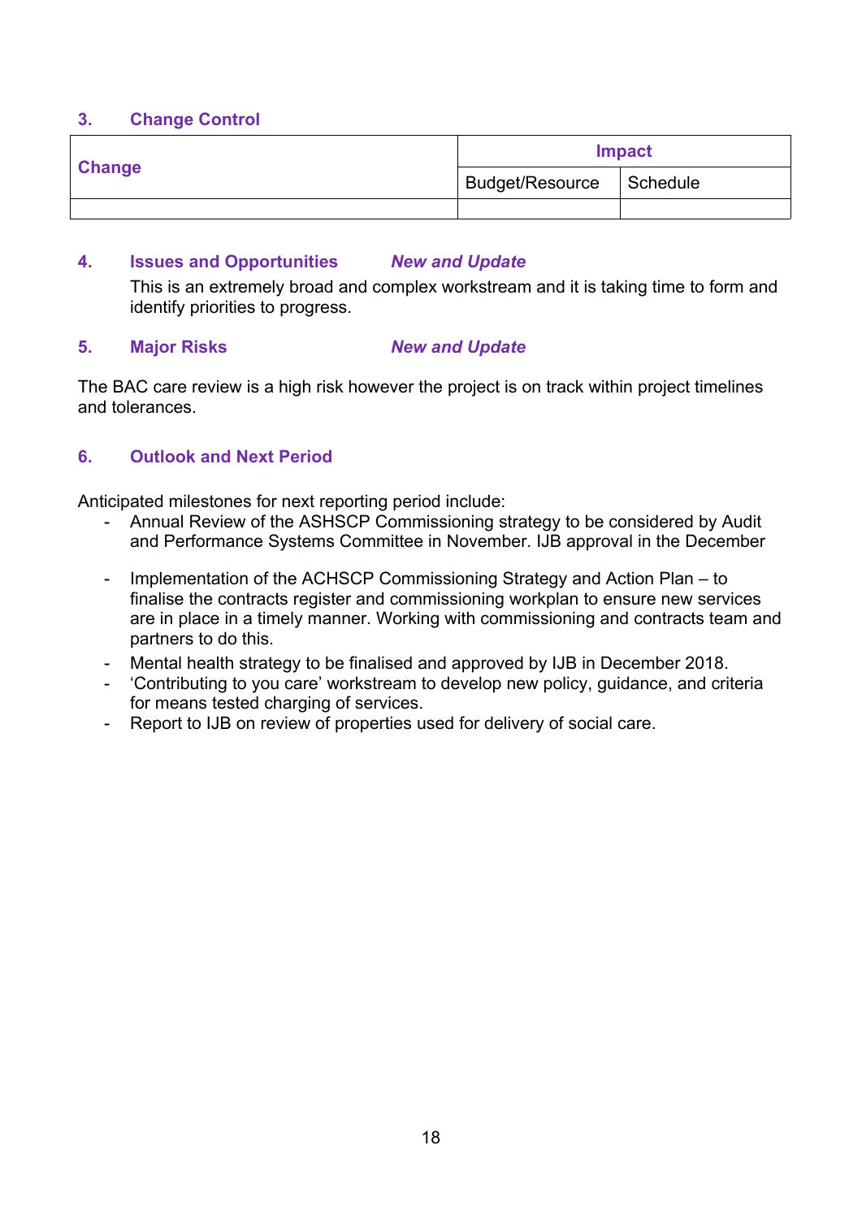### 3. Change Control

| Change | Impact | |
|---|---|---|
| | Budget/Resource | Schedule |
| | | |

### 4. Issues and Opportunities *New and Update*

This is an extremely broad and complex workstream and it is taking time to form and identify priorities to progress.

### 5. Major Risks *New and Update*

The BAC care review is a high risk however the project is on track within project timelines and tolerances.

### 6. Outlook and Next Period

Anticipated milestones for next reporting period include:

- Annual Review of the ASHSCP Commissioning strategy to be considered by Audit and Performance Systems Committee in November. IJB approval in the December

- Implementation of the ACHSCP Commissioning Strategy and Action Plan – to finalise the contracts register and commissioning workplan to ensure new services are in place in a timely manner. Working with commissioning and contracts team and partners to do this.
- Mental health strategy to be finalised and approved by IJB in December 2018.
- 'Contributing to you care' workstream to develop new policy, guidance, and criteria for means tested charging of services.
- Report to IJB on review of properties used for delivery of social care.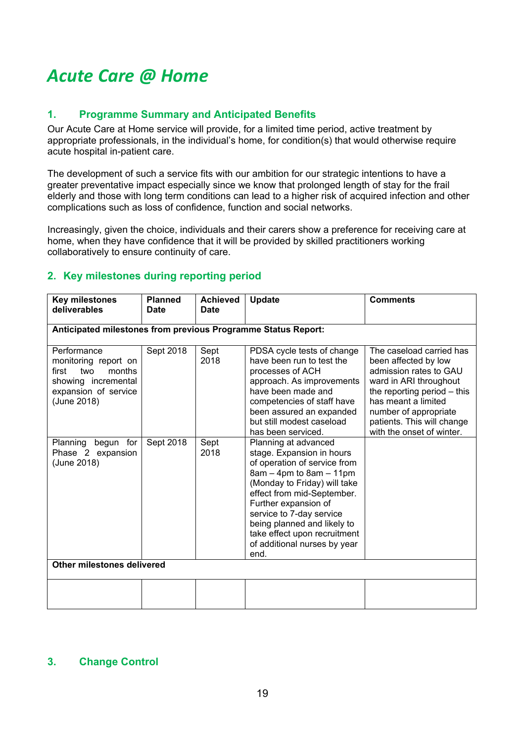# *Acute Care @ Home*

## 1. Programme Summary and Anticipated Benefits

Our Acute Care at Home service will provide, for a limited time period, active treatment by appropriate professionals, in the individual's home, for condition(s) that would otherwise require acute hospital in-patient care.

The development of such a service fits with our ambition for our strategic intentions to have a greater preventative impact especially since we know that prolonged length of stay for the frail elderly and those with long term conditions can lead to a higher risk of acquired infection and other complications such as loss of confidence, function and social networks.

Increasingly, given the choice, individuals and their carers show a preference for receiving care at home, when they have confidence that it will be provided by skilled practitioners working collaboratively to ensure continuity of care.

## 2. Key milestones during reporting period

| Key milestones deliverables | Planned Date | Achieved Date | Update | Comments |
|---|---|---|---|---|
| **Anticipated milestones from previous Programme Status Report:** | | | | |
| Performance monitoring report on first two months showing incremental expansion of service (June 2018) | Sept 2018 | Sept 2018 | PDSA cycle tests of change have been run to test the processes of ACH approach. As improvements have been made and competencies of staff have been assured an expanded but still modest caseload has been serviced. | The caseload carried has been affected by low admission rates to GAU ward in ARI throughout the reporting period – this has meant a limited number of appropriate patients. This will change with the onset of winter. |
| Planning begun for Phase 2 expansion (June 2018) | Sept 2018 | Sept 2018 | Planning at advanced stage. Expansion in hours of operation of service from 8am – 4pm to 8am – 11pm (Monday to Friday) will take effect from mid-September. Further expansion of service to 7-day service being planned and likely to take effect upon recruitment of additional nurses by year end. | |
| **Other milestones delivered** | | | | |
| | | | | |

## 3. Change Control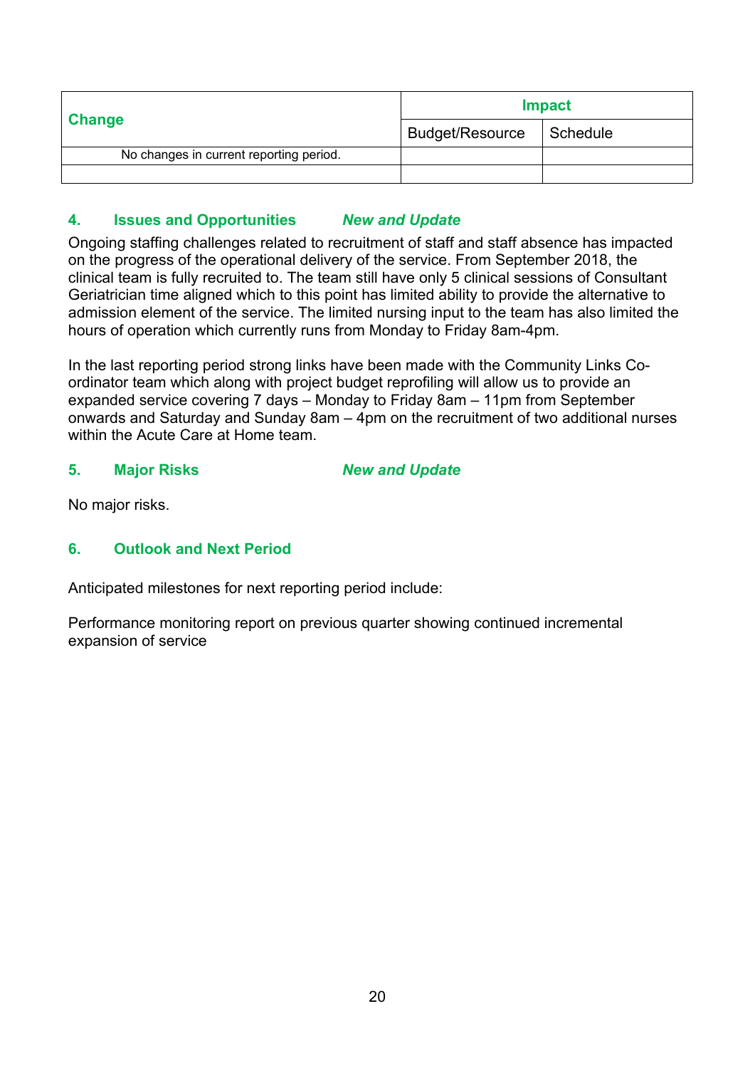| Change | Impact | |
|---|---|---|
| | Budget/Resource | Schedule |
| No changes in current reporting period. | | |
| | | |

## 4. Issues and Opportunities *New and Update*

Ongoing staffing challenges related to recruitment of staff and staff absence has impacted on the progress of the operational delivery of the service. From September 2018, the clinical team is fully recruited to. The team still have only 5 clinical sessions of Consultant Geriatrician time aligned which to this point has limited ability to provide the alternative to admission element of the service. The limited nursing input to the team has also limited the hours of operation which currently runs from Monday to Friday 8am-4pm.

In the last reporting period strong links have been made with the Community Links Co-ordinator team which along with project budget reprofiling will allow us to provide an expanded service covering 7 days – Monday to Friday 8am – 11pm from September onwards and Saturday and Sunday 8am – 4pm on the recruitment of two additional nurses within the Acute Care at Home team.

## 5. Major Risks *New and Update*

No major risks.

## 6. Outlook and Next Period

Anticipated milestones for next reporting period include:

Performance monitoring report on previous quarter showing continued incremental expansion of service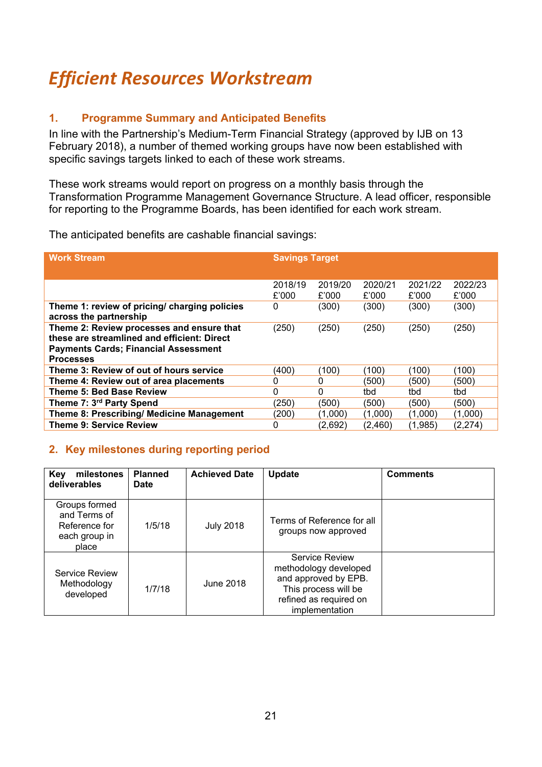# *Efficient Resources Workstream*

## 1. Programme Summary and Anticipated Benefits

In line with the Partnership's Medium-Term Financial Strategy (approved by IJB on 13 February 2018), a number of themed working groups have now been established with specific savings targets linked to each of these work streams.

These work streams would report on progress on a monthly basis through the Transformation Programme Management Governance Structure. A lead officer, responsible for reporting to the Programme Boards, has been identified for each work stream.

The anticipated benefits are cashable financial savings:

| Work Stream | Savings Target | | | | |
|---|---|---|---|---|---|
| | 2018/19 £'000 | 2019/20 £'000 | 2020/21 £'000 | 2021/22 £'000 | 2022/23 £'000 |
| **Theme 1: review of pricing/ charging policies across the partnership** | 0 | (300) | (300) | (300) | (300) |
| **Theme 2: Review processes and ensure that these are streamlined and efficient: Direct Payments Cards; Financial Assessment Processes** | (250) | (250) | (250) | (250) | (250) |
| **Theme 3: Review of out of hours service** | (400) | (100) | (100) | (100) | (100) |
| **Theme 4: Review out of area placements** | 0 | 0 | (500) | (500) | (500) |
| **Theme 5: Bed Base Review** | 0 | 0 | tbd | tbd | tbd |
| **Theme 7: 3rd Party Spend** | (250) | (500) | (500) | (500) | (500) |
| **Theme 8: Prescribing/ Medicine Management** | (200) | (1,000) | (1,000) | (1,000) | (1,000) |
| **Theme 9: Service Review** | 0 | (2,692) | (2,460) | (1,985) | (2,274) |

## 2. Key milestones during reporting period

| Key milestones deliverables | Planned Date | Achieved Date | Update | Comments |
|---|---|---|---|---|
| Groups formed and Terms of Reference for each group in place | 1/5/18 | July 2018 | Terms of Reference for all groups now approved | |
| Service Review Methodology developed | 1/7/18 | June 2018 | Service Review methodology developed and approved by EPB. This process will be refined as required on implementation | |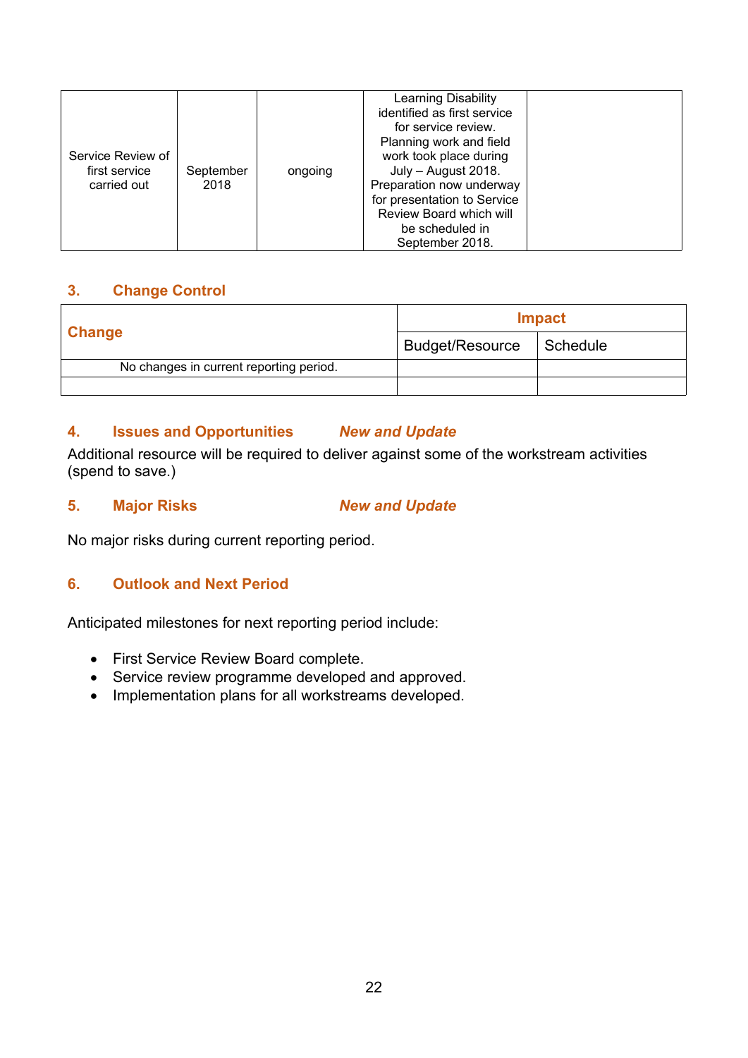| Service Review of first service carried out | September 2018 | ongoing | Learning Disability identified as first service for service review. Planning work and field work took place during July – August 2018. Preparation now underway for presentation to Service Review Board which will be scheduled in September 2018. | |
|---|---|---|---|---|

## 3. Change Control

| Change | Impact | |
|---|---|---|
| | Budget/Resource | Schedule |
| No changes in current reporting period. | | |
| | | |

## 4. Issues and Opportunities *New and Update*

Additional resource will be required to deliver against some of the workstream activities (spend to save.)

## 5. Major Risks *New and Update*

No major risks during current reporting period.

## 6. Outlook and Next Period

Anticipated milestones for next reporting period include:

- First Service Review Board complete.
- Service review programme developed and approved.
- Implementation plans for all workstreams developed.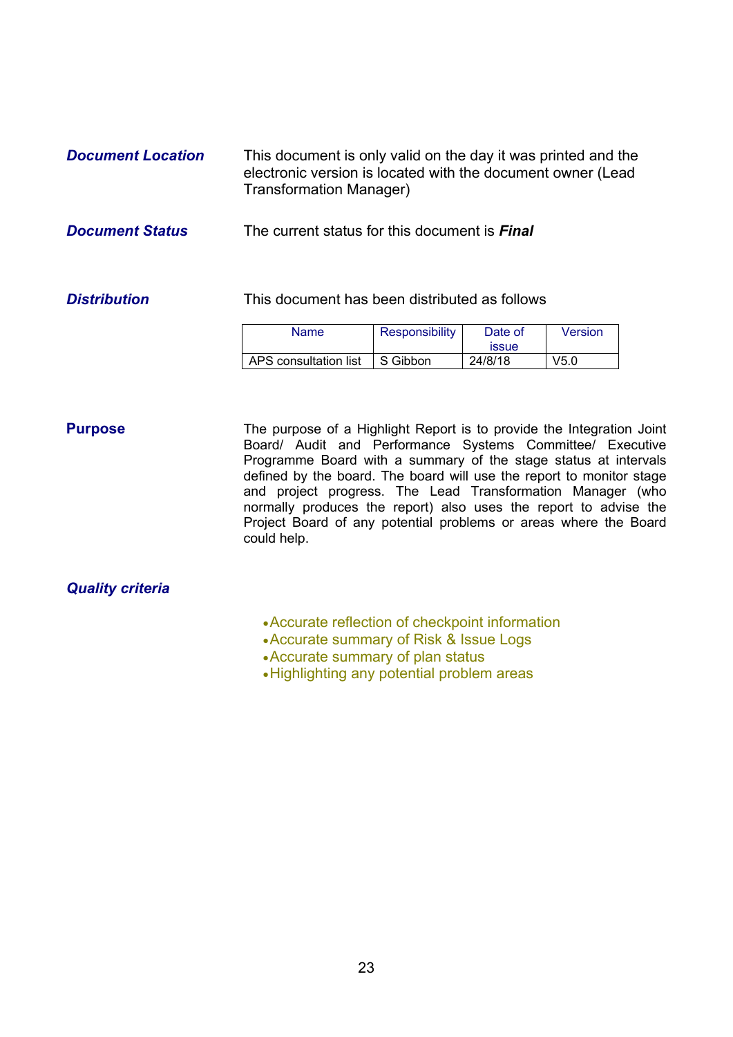***Document Location***

This document is only valid on the day it was printed and the electronic version is located with the document owner (Lead Transformation Manager)

***Document Status***

The current status for this document is ***Final***

***Distribution***

This document has been distributed as follows

| Name | Responsibility | Date of issue | Version |
|---|---|---|---|
| APS consultation list | S Gibbon | 24/8/18 | V5.0 |

**Purpose**

The purpose of a Highlight Report is to provide the Integration Joint Board/ Audit and Performance Systems Committee/ Executive Programme Board with a summary of the stage status at intervals defined by the board. The board will use the report to monitor stage and project progress. The Lead Transformation Manager (who normally produces the report) also uses the report to advise the Project Board of any potential problems or areas where the Board could help.

***Quality criteria***

- Accurate reflection of checkpoint information
- Accurate summary of Risk & Issue Logs
- Accurate summary of plan status
- Highlighting any potential problem areas